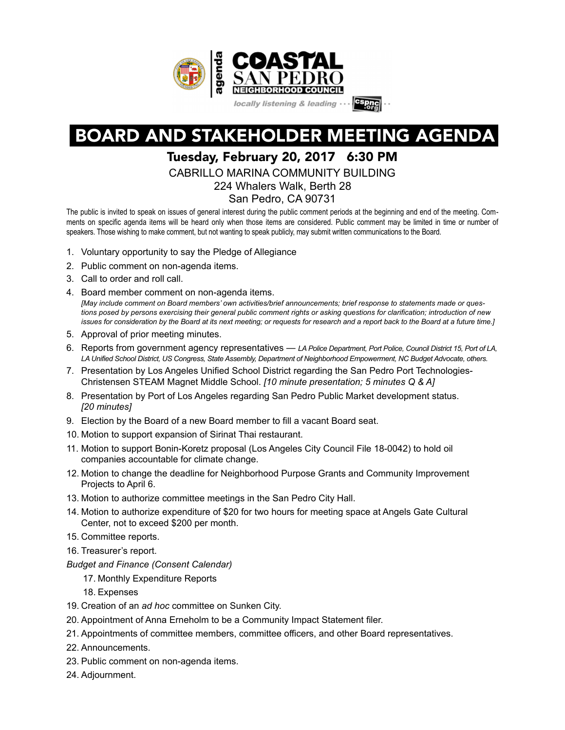agenda

# COASTAL SAN PEDRO NEIGHBORHOOD COUNCIL

*locally listening & leading* ··· cspnc.org ··

# BOARD AND STAKEHOLDER MEETING AGENDA

## Tuesday, February 20, 2017 6:30 PM

CABRILLO MARINA COMMUNITY BUILDING
224 Whalers Walk, Berth 28
San Pedro, CA 90731

The public is invited to speak on issues of general interest during the public comment periods at the beginning and end of the meeting. Comments on specific agenda items will be heard only when those items are considered. Public comment may be limited in time or number of speakers. Those wishing to make comment, but not wanting to speak publicly, may submit written communications to the Board.

1. Voluntary opportunity to say the Pledge of Allegiance
2. Public comment on non-agenda items.
3. Call to order and roll call.
4. Board member comment on non-agenda items.
   *[May include comment on Board members' own activities/brief announcements; brief response to statements made or questions posed by persons exercising their general public comment rights or asking questions for clarification; introduction of new issues for consideration by the Board at its next meeting; or requests for research and a report back to the Board at a future time.]*
5. Approval of prior meeting minutes.
6. Reports from government agency representatives — *LA Police Department, Port Police, Council District 15, Port of LA, LA Unified School District, US Congress, State Assembly, Department of Neighborhood Empowerment, NC Budget Advocate, others.*
7. Presentation by Los Angeles Unified School District regarding the San Pedro Port Technologies-Christensen STEAM Magnet Middle School. *[10 minute presentation; 5 minutes Q & A]*
8. Presentation by Port of Los Angeles regarding San Pedro Public Market development status. *[20 minutes]*
9. Election by the Board of a new Board member to fill a vacant Board seat.
10. Motion to support expansion of Sirinat Thai restaurant.
11. Motion to support Bonin-Koretz proposal (Los Angeles City Council File 18-0042) to hold oil companies accountable for climate change.
12. Motion to change the deadline for Neighborhood Purpose Grants and Community Improvement Projects to April 6.
13. Motion to authorize committee meetings in the San Pedro City Hall.
14. Motion to authorize expenditure of $20 for two hours for meeting space at Angels Gate Cultural Center, not to exceed $200 per month.
15. Committee reports.
16. Treasurer's report.

*Budget and Finance (Consent Calendar)*

17. Monthly Expenditure Reports
18. Expenses
19. Creation of an *ad hoc* committee on Sunken City.
20. Appointment of Anna Erneholm to be a Community Impact Statement filer.
21. Appointments of committee members, committee officers, and other Board representatives.
22. Announcements.
23. Public comment on non-agenda items.
24. Adjournment.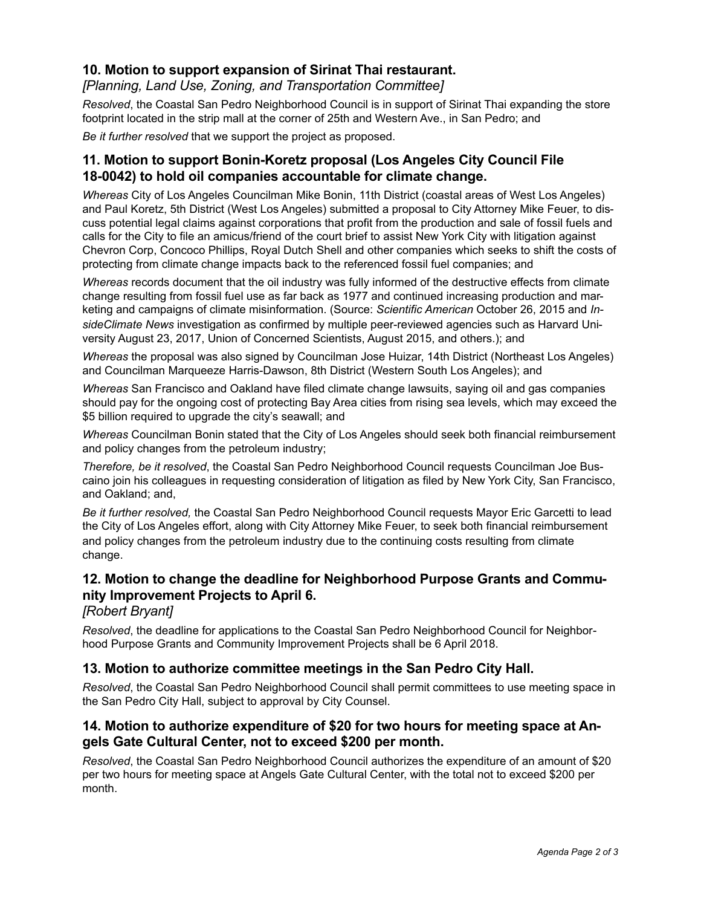### 10. Motion to support expansion of Sirinat Thai restaurant.

*[Planning, Land Use, Zoning, and Transportation Committee]*

*Resolved*, the Coastal San Pedro Neighborhood Council is in support of Sirinat Thai expanding the store footprint located in the strip mall at the corner of 25th and Western Ave., in San Pedro; and

*Be it further resolved* that we support the project as proposed.

### 11. Motion to support Bonin-Koretz proposal (Los Angeles City Council File 18-0042) to hold oil companies accountable for climate change.

*Whereas* City of Los Angeles Councilman Mike Bonin, 11th District (coastal areas of West Los Angeles) and Paul Koretz, 5th District (West Los Angeles) submitted a proposal to City Attorney Mike Feuer, to discuss potential legal claims against corporations that profit from the production and sale of fossil fuels and calls for the City to file an amicus/friend of the court brief to assist New York City with litigation against Chevron Corp, Concoco Phillips, Royal Dutch Shell and other companies which seeks to shift the costs of protecting from climate change impacts back to the referenced fossil fuel companies; and

*Whereas* records document that the oil industry was fully informed of the destructive effects from climate change resulting from fossil fuel use as far back as 1977 and continued increasing production and marketing and campaigns of climate misinformation. (Source: *Scientific American* October 26, 2015 and *InsideClimate News* investigation as confirmed by multiple peer-reviewed agencies such as Harvard University August 23, 2017, Union of Concerned Scientists, August 2015, and others.); and

*Whereas* the proposal was also signed by Councilman Jose Huizar, 14th District (Northeast Los Angeles) and Councilman Marqueeze Harris-Dawson, 8th District (Western South Los Angeles); and

*Whereas* San Francisco and Oakland have filed climate change lawsuits, saying oil and gas companies should pay for the ongoing cost of protecting Bay Area cities from rising sea levels, which may exceed the $5 billion required to upgrade the city's seawall; and

*Whereas* Councilman Bonin stated that the City of Los Angeles should seek both financial reimbursement and policy changes from the petroleum industry;

*Therefore, be it resolved*, the Coastal San Pedro Neighborhood Council requests Councilman Joe Buscaino join his colleagues in requesting consideration of litigation as filed by New York City, San Francisco, and Oakland; and,

*Be it further resolved,* the Coastal San Pedro Neighborhood Council requests Mayor Eric Garcetti to lead the City of Los Angeles effort, along with City Attorney Mike Feuer, to seek both financial reimbursement and policy changes from the petroleum industry due to the continuing costs resulting from climate change.

### 12. Motion to change the deadline for Neighborhood Purpose Grants and Community Improvement Projects to April 6.

*[Robert Bryant]*

*Resolved*, the deadline for applications to the Coastal San Pedro Neighborhood Council for Neighborhood Purpose Grants and Community Improvement Projects shall be 6 April 2018.

### 13. Motion to authorize committee meetings in the San Pedro City Hall.

*Resolved*, the Coastal San Pedro Neighborhood Council shall permit committees to use meeting space in the San Pedro City Hall, subject to approval by City Counsel.

### 14. Motion to authorize expenditure of $20 for two hours for meeting space at Angels Gate Cultural Center, not to exceed $200 per month.

*Resolved*, the Coastal San Pedro Neighborhood Council authorizes the expenditure of an amount of $20 per two hours for meeting space at Angels Gate Cultural Center, with the total not to exceed $200 per month.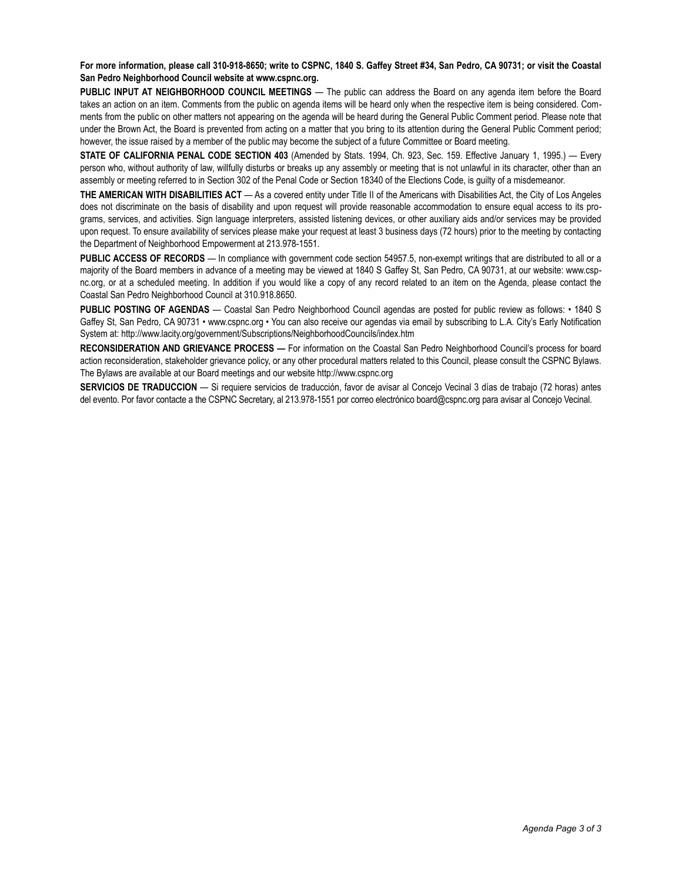**For more information, please call 310-918-8650; write to CSPNC, 1840 S. Gaffey Street #34, San Pedro, CA 90731; or visit the Coastal San Pedro Neighborhood Council website at www.cspnc.org.**

**PUBLIC INPUT AT NEIGHBORHOOD COUNCIL MEETINGS** — The public can address the Board on any agenda item before the Board takes an action on an item. Comments from the public on agenda items will be heard only when the respective item is being considered. Comments from the public on other matters not appearing on the agenda will be heard during the General Public Comment period. Please note that under the Brown Act, the Board is prevented from acting on a matter that you bring to its attention during the General Public Comment period; however, the issue raised by a member of the public may become the subject of a future Committee or Board meeting.

**STATE OF CALIFORNIA PENAL CODE SECTION 403** (Amended by Stats. 1994, Ch. 923, Sec. 159. Effective January 1, 1995.) — Every person who, without authority of law, willfully disturbs or breaks up any assembly or meeting that is not unlawful in its character, other than an assembly or meeting referred to in Section 302 of the Penal Code or Section 18340 of the Elections Code, is guilty of a misdemeanor.

**THE AMERICAN WITH DISABILITIES ACT** — As a covered entity under Title II of the Americans with Disabilities Act, the City of Los Angeles does not discriminate on the basis of disability and upon request will provide reasonable accommodation to ensure equal access to its programs, services, and activities. Sign language interpreters, assisted listening devices, or other auxiliary aids and/or services may be provided upon request. To ensure availability of services please make your request at least 3 business days (72 hours) prior to the meeting by contacting the Department of Neighborhood Empowerment at 213.978-1551.

**PUBLIC ACCESS OF RECORDS** — In compliance with government code section 54957.5, non-exempt writings that are distributed to all or a majority of the Board members in advance of a meeting may be viewed at 1840 S Gaffey St, San Pedro, CA 90731, at our website: www.cspnc.org, or at a scheduled meeting. In addition if you would like a copy of any record related to an item on the Agenda, please contact the Coastal San Pedro Neighborhood Council at 310.918.8650.

**PUBLIC POSTING OF AGENDAS** — Coastal San Pedro Neighborhood Council agendas are posted for public review as follows: • 1840 S Gaffey St, San Pedro, CA 90731 • www.cspnc.org • You can also receive our agendas via email by subscribing to L.A. City's Early Notification System at: http://www.lacity.org/government/Subscriptions/NeighborhoodCouncils/index.htm

**RECONSIDERATION AND GRIEVANCE PROCESS —** For information on the Coastal San Pedro Neighborhood Council's process for board action reconsideration, stakeholder grievance policy, or any other procedural matters related to this Council, please consult the CSPNC Bylaws. The Bylaws are available at our Board meetings and our website http://www.cspnc.org

**SERVICIOS DE TRADUCCION** — Si requiere servicios de traducción, favor de avisar al Concejo Vecinal 3 días de trabajo (72 horas) antes del evento. Por favor contacte a the CSPNC Secretary, al 213.978-1551 por correo electrónico board@cspnc.org para avisar al Concejo Vecinal.